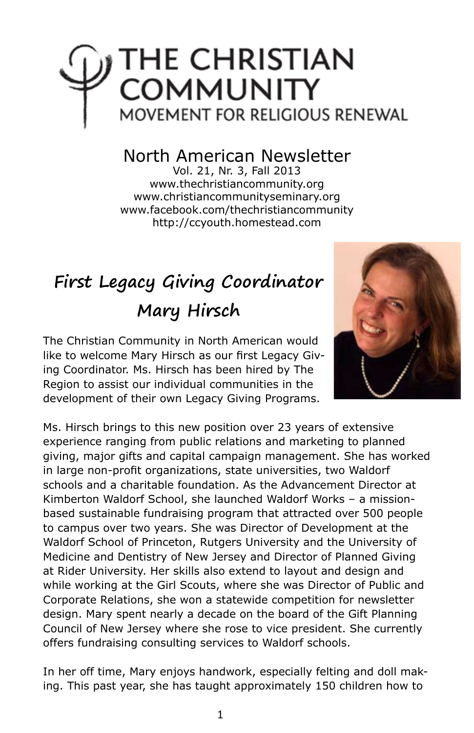# THE CHRISTIAN COMMUNITY
## MOVEMENT FOR RELIGIOUS RENEWAL

North American Newsletter
Vol. 21, Nr. 3, Fall 2013
www.thechristiancommunity.org
www.christiancommunityseminary.org
www.facebook.com/thechristiancommunity
http://ccyouth.homestead.com

## First Legacy Giving Coordinator Mary Hirsch

The Christian Community in North American would like to welcome Mary Hirsch as our first Legacy Giving Coordinator. Ms. Hirsch has been hired by The Region to assist our individual communities in the development of their own Legacy Giving Programs.

Ms. Hirsch brings to this new position over 23 years of extensive experience ranging from public relations and marketing to planned giving, major gifts and capital campaign management. She has worked in large non-profit organizations, state universities, two Waldorf schools and a charitable foundation. As the Advancement Director at Kimberton Waldorf School, she launched Waldorf Works – a mission-based sustainable fundraising program that attracted over 500 people to campus over two years. She was Director of Development at the Waldorf School of Princeton, Rutgers University and the University of Medicine and Dentistry of New Jersey and Director of Planned Giving at Rider University. Her skills also extend to layout and design and while working at the Girl Scouts, where she was Director of Public and Corporate Relations, she won a statewide competition for newsletter design. Mary spent nearly a decade on the board of the Gift Planning Council of New Jersey where she rose to vice president. She currently offers fundraising consulting services to Waldorf schools.

In her off time, Mary enjoys handwork, especially felting and doll making. This past year, she has taught approximately 150 children how to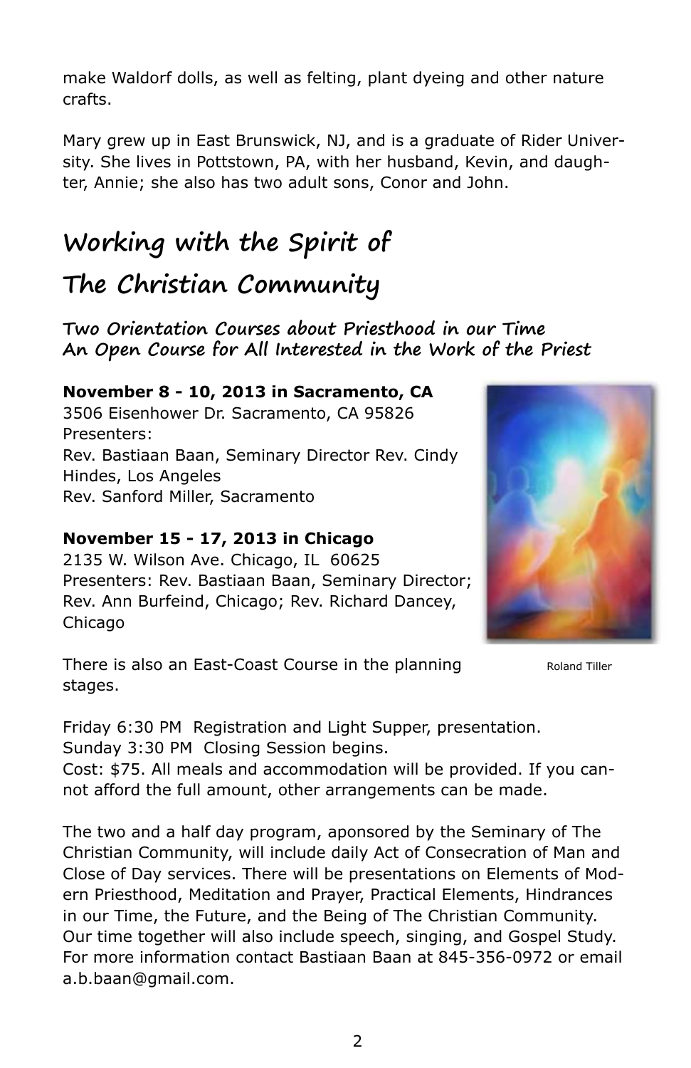make Waldorf dolls, as well as felting, plant dyeing and other nature crafts.

Mary grew up in East Brunswick, NJ, and is a graduate of Rider University. She lives in Pottstown, PA, with her husband, Kevin, and daughter, Annie; she also has two adult sons, Conor and John.

# Working with the Spirit of The Christian Community

### Two Orientation Courses about Priesthood in our Time
### An Open Course for All Interested in the Work of the Priest

**November 8 - 10, 2013 in Sacramento, CA**
3506 Eisenhower Dr. Sacramento, CA 95826
Presenters:
Rev. Bastiaan Baan, Seminary Director Rev. Cindy Hindes, Los Angeles
Rev. Sanford Miller, Sacramento

**November 15 - 17, 2013 in Chicago**
2135 W. Wilson Ave. Chicago, IL 60625
Presenters: Rev. Bastiaan Baan, Seminary Director; Rev. Ann Burfeind, Chicago; Rev. Richard Dancey, Chicago

Roland Tiller

There is also an East-Coast Course in the planning stages.

Friday 6:30 PM Registration and Light Supper, presentation.
Sunday 3:30 PM Closing Session begins.
Cost: $75. All meals and accommodation will be provided. If you cannot afford the full amount, other arrangements can be made.

The two and a half day program, aponsored by the Seminary of The Christian Community, will include daily Act of Consecration of Man and Close of Day services. There will be presentations on Elements of Modern Priesthood, Meditation and Prayer, Practical Elements, Hindrances in our Time, the Future, and the Being of The Christian Community. Our time together will also include speech, singing, and Gospel Study. For more information contact Bastiaan Baan at 845-356-0972 or email a.b.baan@gmail.com.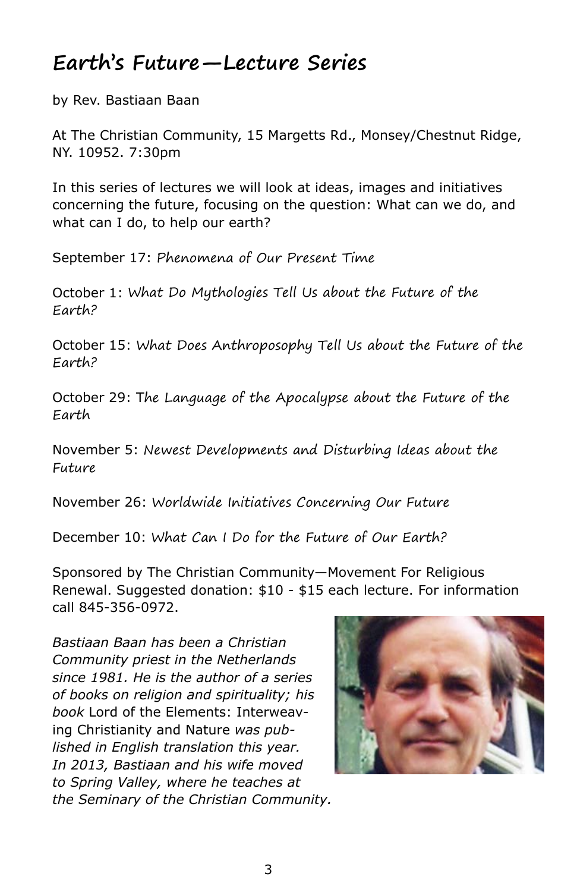## Earth's Future—Lecture Series

by Rev. Bastiaan Baan

At The Christian Community, 15 Margetts Rd., Monsey/Chestnut Ridge, NY. 10952. 7:30pm

In this series of lectures we will look at ideas, images and initiatives concerning the future, focusing on the question: What can we do, and what can I do, to help our earth?

September 17: *Phenomena of Our Present Time*

October 1: *What Do Mythologies Tell Us about the Future of the Earth?*

October 15: *What Does Anthroposophy Tell Us about the Future of the Earth?*

October 29: *The Language of the Apocalypse about the Future of the Earth*

November 5: *Newest Developments and Disturbing Ideas about the Future*

November 26: *Worldwide Initiatives Concerning Our Future*

December 10: *What Can I Do for the Future of Our Earth?*

Sponsored by The Christian Community—Movement For Religious Renewal. Suggested donation: $10 - $15 each lecture. For information call 845-356-0972.

*Bastiaan Baan has been a Christian Community priest in the Netherlands since 1981. He is the author of a series of books on religion and spirituality; his book* Lord of the Elements: Interweaving Christianity and Nature *was published in English translation this year. In 2013, Bastiaan and his wife moved to Spring Valley, where he teaches at the Seminary of the Christian Community.*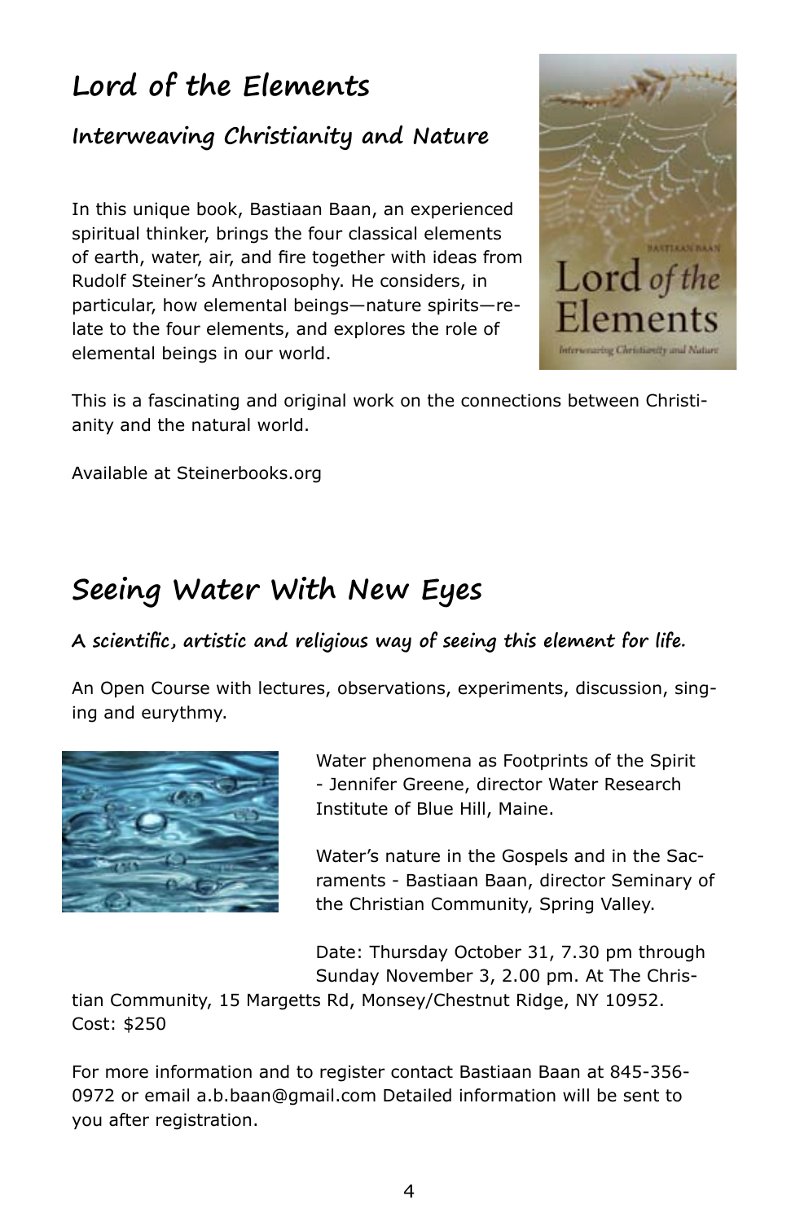# Lord of the Elements

## Interweaving Christianity and Nature

In this unique book, Bastiaan Baan, an experienced spiritual thinker, brings the four classical elements of earth, water, air, and fire together with ideas from Rudolf Steiner's Anthroposophy. He considers, in particular, how elemental beings—nature spirits—relate to the four elements, and explores the role of elemental beings in our world.

This is a fascinating and original work on the connections between Christianity and the natural world.

Available at Steinerbooks.org

# Seeing Water With New Eyes

**A scientific, artistic and religious way of seeing this element for life.**

An Open Course with lectures, observations, experiments, discussion, singing and eurythmy.

Water phenomena as Footprints of the Spirit - Jennifer Greene, director Water Research Institute of Blue Hill, Maine.

Water's nature in the Gospels and in the Sacraments - Bastiaan Baan, director Seminary of the Christian Community, Spring Valley.

Date: Thursday October 31, 7.30 pm through Sunday November 3, 2.00 pm. At The Christian Community, 15 Margetts Rd, Monsey/Chestnut Ridge, NY 10952. Cost: $250

For more information and to register contact Bastiaan Baan at 845-356-0972 or email a.b.baan@gmail.com Detailed information will be sent to you after registration.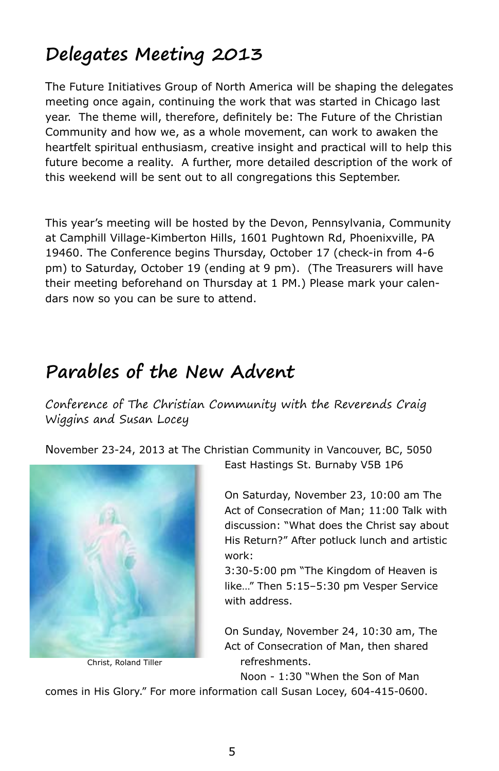# Delegates Meeting 2013

The Future Initiatives Group of North America will be shaping the delegates meeting once again, continuing the work that was started in Chicago last year. The theme will, therefore, definitely be: The Future of the Christian Community and how we, as a whole movement, can work to awaken the heartfelt spiritual enthusiasm, creative insight and practical will to help this future become a reality. A further, more detailed description of the work of this weekend will be sent out to all congregations this September.

This year's meeting will be hosted by the Devon, Pennsylvania, Community at Camphill Village-Kimberton Hills, 1601 Pughtown Rd, Phoenixville, PA 19460. The Conference begins Thursday, October 17 (check-in from 4-6 pm) to Saturday, October 19 (ending at 9 pm). (The Treasurers will have their meeting beforehand on Thursday at 1 PM.) Please mark your calendars now so you can be sure to attend.

# Parables of the New Advent

*Conference of The Christian Community with the Reverends Craig Wiggins and Susan Locey*

November 23-24, 2013 at The Christian Community in Vancouver, BC, 5050 East Hastings St. Burnaby V5B 1P6

Christ, Roland Tiller

On Saturday, November 23, 10:00 am The Act of Consecration of Man; 11:00 Talk with discussion: "What does the Christ say about His Return?" After potluck lunch and artistic work:
3:30-5:00 pm "The Kingdom of Heaven is like…" Then 5:15–5:30 pm Vesper Service with address.

On Sunday, November 24, 10:30 am, The Act of Consecration of Man, then shared refreshments.
Noon - 1:30 "When the Son of Man comes in His Glory." For more information call Susan Locey, 604-415-0600.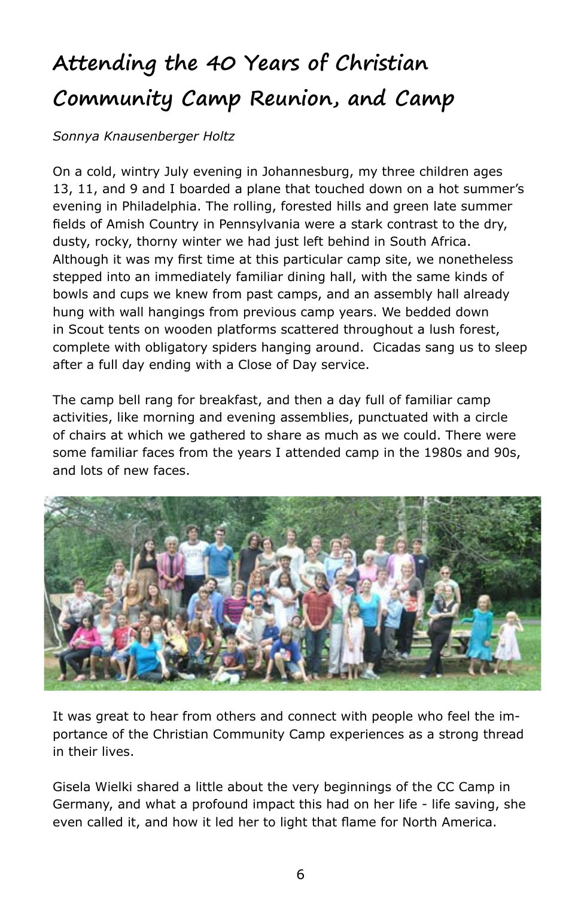# Attending the 40 Years of Christian Community Camp Reunion, and Camp

*Sonnya Knausenberger Holtz*

On a cold, wintry July evening in Johannesburg, my three children ages 13, 11, and 9 and I boarded a plane that touched down on a hot summer's evening in Philadelphia. The rolling, forested hills and green late summer fields of Amish Country in Pennsylvania were a stark contrast to the dry, dusty, rocky, thorny winter we had just left behind in South Africa. Although it was my first time at this particular camp site, we nonetheless stepped into an immediately familiar dining hall, with the same kinds of bowls and cups we knew from past camps, and an assembly hall already hung with wall hangings from previous camp years. We bedded down in Scout tents on wooden platforms scattered throughout a lush forest, complete with obligatory spiders hanging around. Cicadas sang us to sleep after a full day ending with a Close of Day service.

The camp bell rang for breakfast, and then a day full of familiar camp activities, like morning and evening assemblies, punctuated with a circle of chairs at which we gathered to share as much as we could. There were some familiar faces from the years I attended camp in the 1980s and 90s, and lots of new faces.

It was great to hear from others and connect with people who feel the importance of the Christian Community Camp experiences as a strong thread in their lives.

Gisela Wielki shared a little about the very beginnings of the CC Camp in Germany, and what a profound impact this had on her life - life saving, she even called it, and how it led her to light that flame for North America.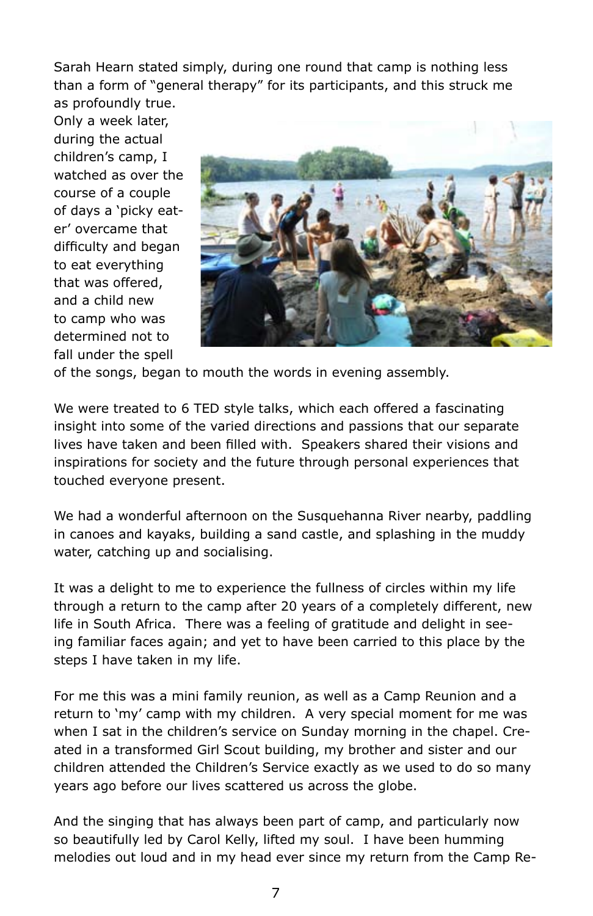Sarah Hearn stated simply, during one round that camp is nothing less than a form of "general therapy" for its participants, and this struck me as profoundly true. Only a week later, during the actual children's camp, I watched as over the course of a couple of days a 'picky eater' overcame that difficulty and began to eat everything that was offered, and a child new to camp who was determined not to fall under the spell of the songs, began to mouth the words in evening assembly.

We were treated to 6 TED style talks, which each offered a fascinating insight into some of the varied directions and passions that our separate lives have taken and been filled with. Speakers shared their visions and inspirations for society and the future through personal experiences that touched everyone present.

We had a wonderful afternoon on the Susquehanna River nearby, paddling in canoes and kayaks, building a sand castle, and splashing in the muddy water, catching up and socialising.

It was a delight to me to experience the fullness of circles within my life through a return to the camp after 20 years of a completely different, new life in South Africa. There was a feeling of gratitude and delight in seeing familiar faces again; and yet to have been carried to this place by the steps I have taken in my life.

For me this was a mini family reunion, as well as a Camp Reunion and a return to 'my' camp with my children. A very special moment for me was when I sat in the children's service on Sunday morning in the chapel. Created in a transformed Girl Scout building, my brother and sister and our children attended the Children's Service exactly as we used to do so many years ago before our lives scattered us across the globe.

And the singing that has always been part of camp, and particularly now so beautifully led by Carol Kelly, lifted my soul. I have been humming melodies out loud and in my head ever since my return from the Camp Re-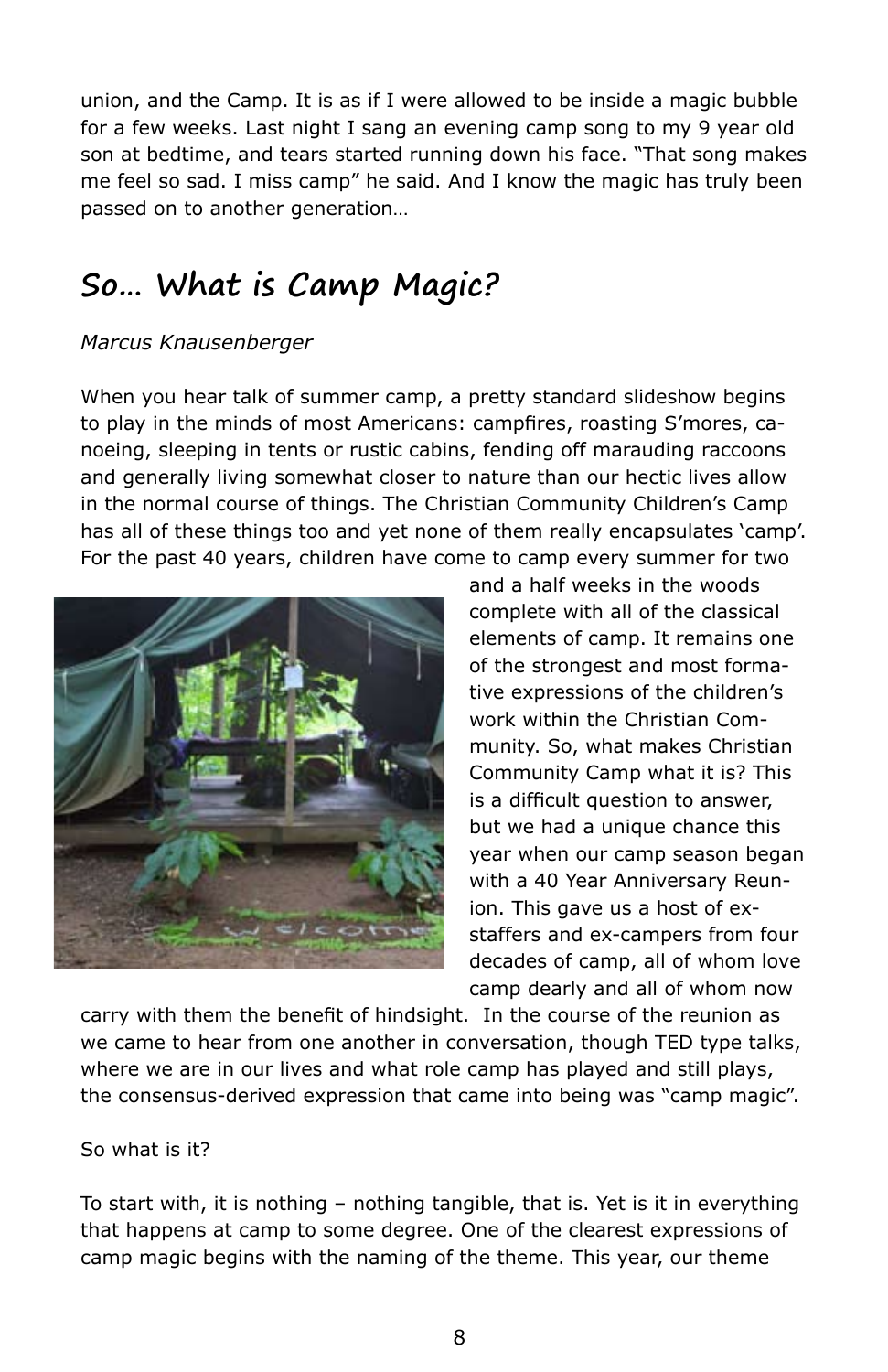union, and the Camp. It is as if I were allowed to be inside a magic bubble for a few weeks. Last night I sang an evening camp song to my 9 year old son at bedtime, and tears started running down his face. "That song makes me feel so sad. I miss camp" he said. And I know the magic has truly been passed on to another generation…

## So… What is Camp Magic?

*Marcus Knausenberger*

When you hear talk of summer camp, a pretty standard slideshow begins to play in the minds of most Americans: campfires, roasting S'mores, canoeing, sleeping in tents or rustic cabins, fending off marauding raccoons and generally living somewhat closer to nature than our hectic lives allow in the normal course of things. The Christian Community Children's Camp has all of these things too and yet none of them really encapsulates 'camp'. For the past 40 years, children have come to camp every summer for two and a half weeks in the woods complete with all of the classical elements of camp. It remains one of the strongest and most formative expressions of the children's work within the Christian Community. So, what makes Christian Community Camp what it is? This is a difficult question to answer, but we had a unique chance this year when our camp season began with a 40 Year Anniversary Reunion. This gave us a host of ex-staffers and ex-campers from four decades of camp, all of whom love camp dearly and all of whom now carry with them the benefit of hindsight. In the course of the reunion as we came to hear from one another in conversation, though TED type talks, where we are in our lives and what role camp has played and still plays, the consensus-derived expression that came into being was "camp magic".

So what is it?

To start with, it is nothing – nothing tangible, that is. Yet is it in everything that happens at camp to some degree. One of the clearest expressions of camp magic begins with the naming of the theme. This year, our theme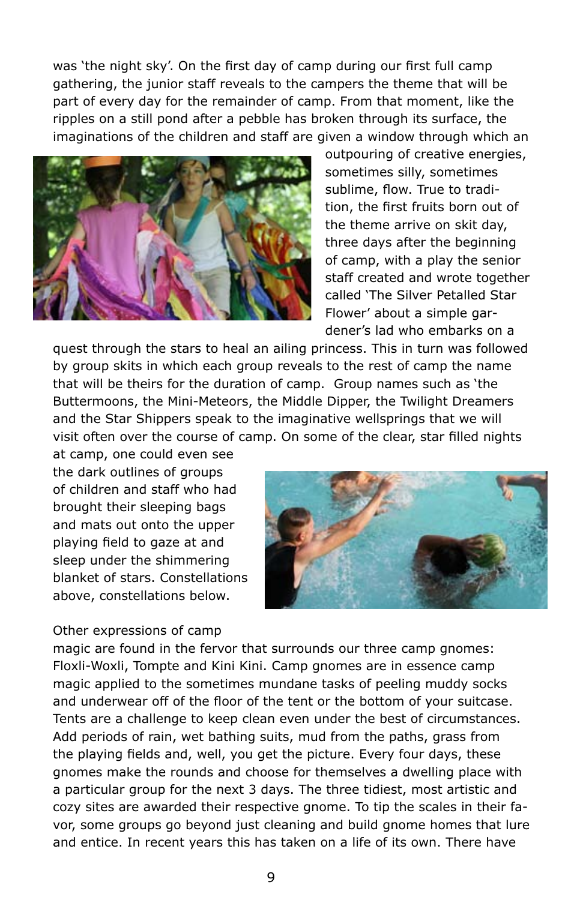was 'the night sky'. On the first day of camp during our first full camp gathering, the junior staff reveals to the campers the theme that will be part of every day for the remainder of camp. From that moment, like the ripples on a still pond after a pebble has broken through its surface, the imaginations of the children and staff are given a window through which an outpouring of creative energies, sometimes silly, sometimes sublime, flow. True to tradition, the first fruits born out of the theme arrive on skit day, three days after the beginning of camp, with a play the senior staff created and wrote together called 'The Silver Petalled Star Flower' about a simple gardener's lad who embarks on a quest through the stars to heal an ailing princess. This in turn was followed by group skits in which each group reveals to the rest of camp the name that will be theirs for the duration of camp. Group names such as 'the Buttermoons, the Mini-Meteors, the Middle Dipper, the Twilight Dreamers and the Star Shippers speak to the imaginative wellsprings that we will visit often over the course of camp. On some of the clear, star filled nights at camp, one could even see the dark outlines of groups of children and staff who had brought their sleeping bags and mats out onto the upper playing field to gaze at and sleep under the shimmering blanket of stars. Constellations above, constellations below.

Other expressions of camp magic are found in the fervor that surrounds our three camp gnomes: Floxli-Woxli, Tompte and Kini Kini. Camp gnomes are in essence camp magic applied to the sometimes mundane tasks of peeling muddy socks and underwear off of the floor of the tent or the bottom of your suitcase. Tents are a challenge to keep clean even under the best of circumstances. Add periods of rain, wet bathing suits, mud from the paths, grass from the playing fields and, well, you get the picture. Every four days, these gnomes make the rounds and choose for themselves a dwelling place with a particular group for the next 3 days. The three tidiest, most artistic and cozy sites are awarded their respective gnome. To tip the scales in their favor, some groups go beyond just cleaning and build gnome homes that lure and entice. In recent years this has taken on a life of its own. There have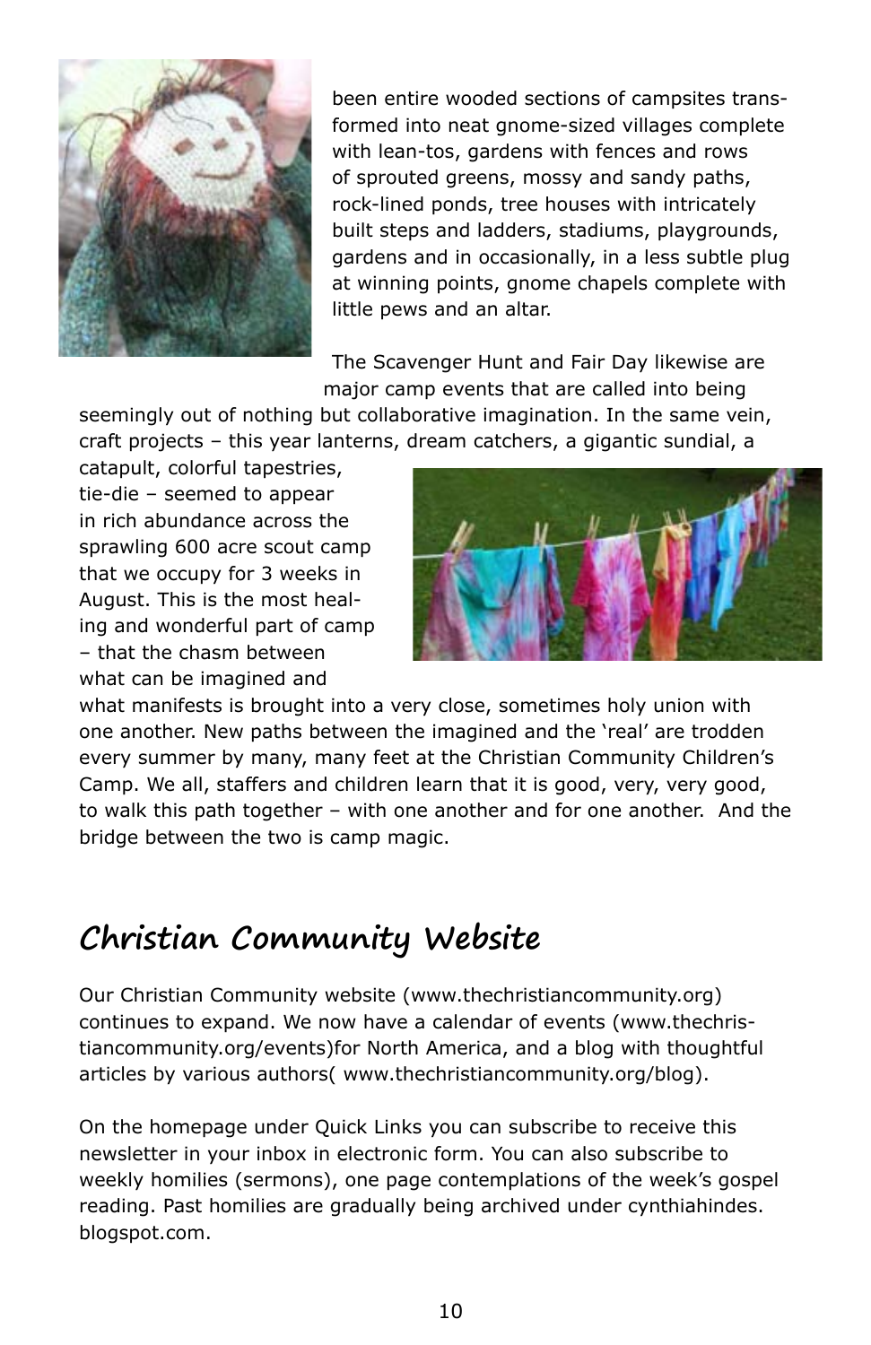been entire wooded sections of campsites transformed into neat gnome-sized villages complete with lean-tos, gardens with fences and rows of sprouted greens, mossy and sandy paths, rock-lined ponds, tree houses with intricately built steps and ladders, stadiums, playgrounds, gardens and in occasionally, in a less subtle plug at winning points, gnome chapels complete with little pews and an altar.

The Scavenger Hunt and Fair Day likewise are major camp events that are called into being seemingly out of nothing but collaborative imagination. In the same vein, craft projects – this year lanterns, dream catchers, a gigantic sundial, a catapult, colorful tapestries, tie-die – seemed to appear in rich abundance across the sprawling 600 acre scout camp that we occupy for 3 weeks in August. This is the most healing and wonderful part of camp – that the chasm between what can be imagined and what manifests is brought into a very close, sometimes holy union with one another. New paths between the imagined and the 'real' are trodden every summer by many, many feet at the Christian Community Children's Camp. We all, staffers and children learn that it is good, very, very good, to walk this path together – with one another and for one another. And the bridge between the two is camp magic.

## Christian Community Website

Our Christian Community website (www.thechristiancommunity.org) continues to expand. We now have a calendar of events (www.thechristiancommunity.org/events)for North America, and a blog with thoughtful articles by various authors( www.thechristiancommunity.org/blog).

On the homepage under Quick Links you can subscribe to receive this newsletter in your inbox in electronic form. You can also subscribe to weekly homilies (sermons), one page contemplations of the week's gospel reading. Past homilies are gradually being archived under cynthiahindes.blogspot.com.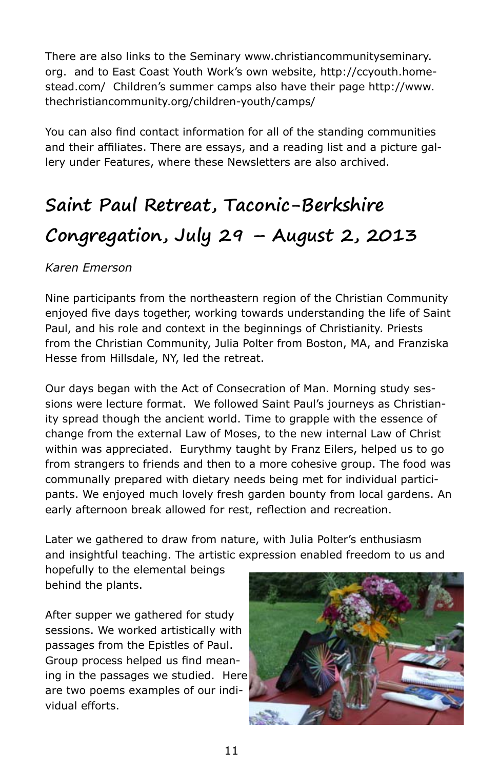There are also links to the Seminary www.christiancommunityseminary.org. and to East Coast Youth Work's own website, http://ccyouth.homestead.com/ Children's summer camps also have their page http://www.thechristiancommunity.org/children-youth/camps/

You can also find contact information for all of the standing communities and their affiliates. There are essays, and a reading list and a picture gallery under Features, where these Newsletters are also archived.

## Saint Paul Retreat, Taconic-Berkshire Congregation, July 29 – August 2, 2013

*Karen Emerson*

Nine participants from the northeastern region of the Christian Community enjoyed five days together, working towards understanding the life of Saint Paul, and his role and context in the beginnings of Christianity. Priests from the Christian Community, Julia Polter from Boston, MA, and Franziska Hesse from Hillsdale, NY, led the retreat.

Our days began with the Act of Consecration of Man. Morning study sessions were lecture format. We followed Saint Paul's journeys as Christianity spread though the ancient world. Time to grapple with the essence of change from the external Law of Moses, to the new internal Law of Christ within was appreciated. Eurythmy taught by Franz Eilers, helped us to go from strangers to friends and then to a more cohesive group. The food was communally prepared with dietary needs being met for individual participants. We enjoyed much lovely fresh garden bounty from local gardens. An early afternoon break allowed for rest, reflection and recreation.

Later we gathered to draw from nature, with Julia Polter's enthusiasm and insightful teaching. The artistic expression enabled freedom to us and hopefully to the elemental beings behind the plants.

After supper we gathered for study sessions. We worked artistically with passages from the Epistles of Paul. Group process helped us find meaning in the passages we studied. Here are two poems examples of our individual efforts.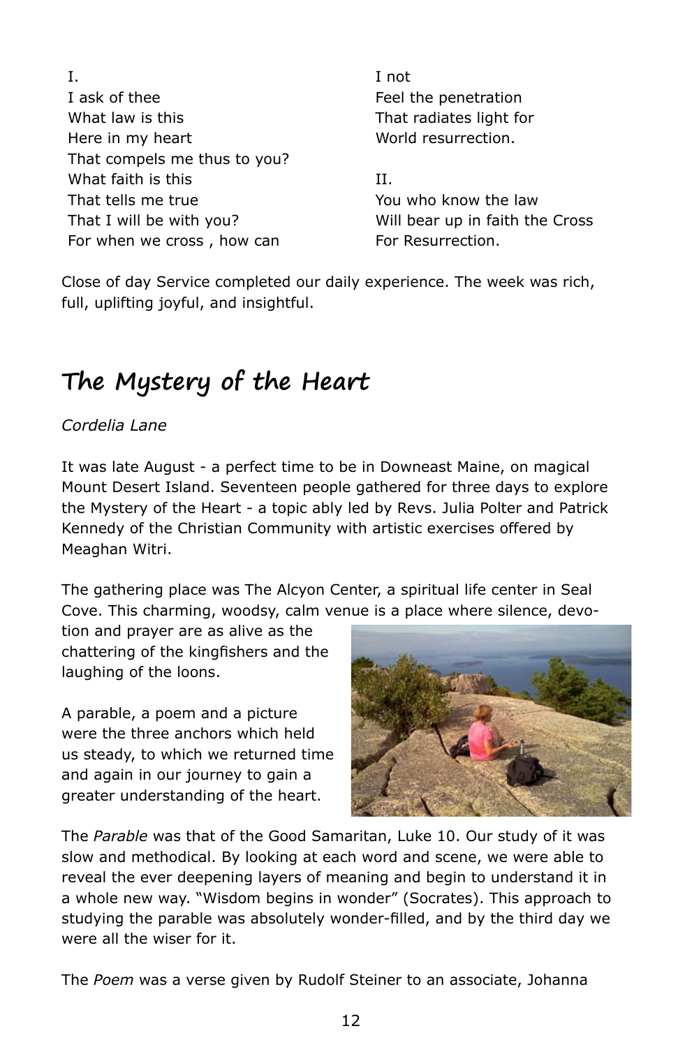I.
I ask of thee
What law is this
Here in my heart
That compels me thus to you?
What faith is this
That tells me true
That I will be with you?
For when we cross , how can
I not
Feel the penetration
That radiates light for
World resurrection.

II.
You who know the law
Will bear up in faith the Cross
For Resurrection.

Close of day Service completed our daily experience. The week was rich, full, uplifting joyful, and insightful.

# The Mystery of the Heart

*Cordelia Lane*

It was late August - a perfect time to be in Downeast Maine, on magical Mount Desert Island. Seventeen people gathered for three days to explore the Mystery of the Heart - a topic ably led by Revs. Julia Polter and Patrick Kennedy of the Christian Community with artistic exercises offered by Meaghan Witri.

The gathering place was The Alcyon Center, a spiritual life center in Seal Cove. This charming, woodsy, calm venue is a place where silence, devotion and prayer are as alive as the chattering of the kingfishers and the laughing of the loons.

A parable, a poem and a picture were the three anchors which held us steady, to which we returned time and again in our journey to gain a greater understanding of the heart.

The *Parable* was that of the Good Samaritan, Luke 10. Our study of it was slow and methodical. By looking at each word and scene, we were able to reveal the ever deepening layers of meaning and begin to understand it in a whole new way. "Wisdom begins in wonder" (Socrates). This approach to studying the parable was absolutely wonder-filled, and by the third day we were all the wiser for it.

The *Poem* was a verse given by Rudolf Steiner to an associate, Johanna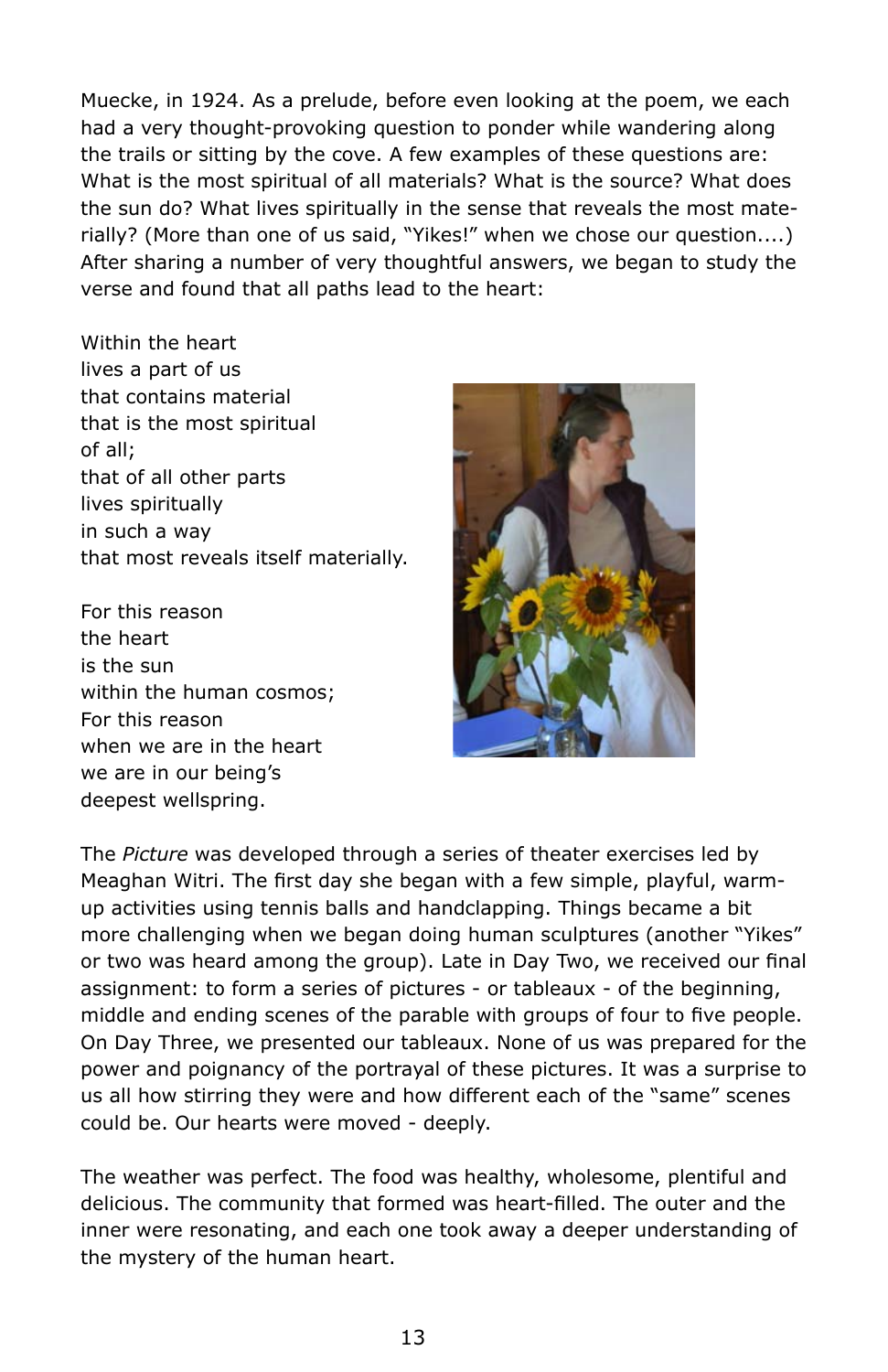Muecke, in 1924. As a prelude, before even looking at the poem, we each had a very thought-provoking question to ponder while wandering along the trails or sitting by the cove. A few examples of these questions are: What is the most spiritual of all materials? What is the source? What does the sun do? What lives spiritually in the sense that reveals the most materially? (More than one of us said, "Yikes!" when we chose our question....) After sharing a number of very thoughtful answers, we began to study the verse and found that all paths lead to the heart:

Within the heart  
lives a part of us  
that contains material  
that is the most spiritual  
of all;  
that of all other parts  
lives spiritually  
in such a way  
that most reveals itself materially.

For this reason  
the heart  
is the sun  
within the human cosmos;  
For this reason  
when we are in the heart  
we are in our being's  
deepest wellspring.

The *Picture* was developed through a series of theater exercises led by Meaghan Witri. The first day she began with a few simple, playful, warm-up activities using tennis balls and handclapping. Things became a bit more challenging when we began doing human sculptures (another "Yikes" or two was heard among the group). Late in Day Two, we received our final assignment: to form a series of pictures - or tableaux - of the beginning, middle and ending scenes of the parable with groups of four to five people. On Day Three, we presented our tableaux. None of us was prepared for the power and poignancy of the portrayal of these pictures. It was a surprise to us all how stirring they were and how different each of the "same" scenes could be. Our hearts were moved - deeply.

The weather was perfect. The food was healthy, wholesome, plentiful and delicious. The community that formed was heart-filled. The outer and the inner were resonating, and each one took away a deeper understanding of the mystery of the human heart.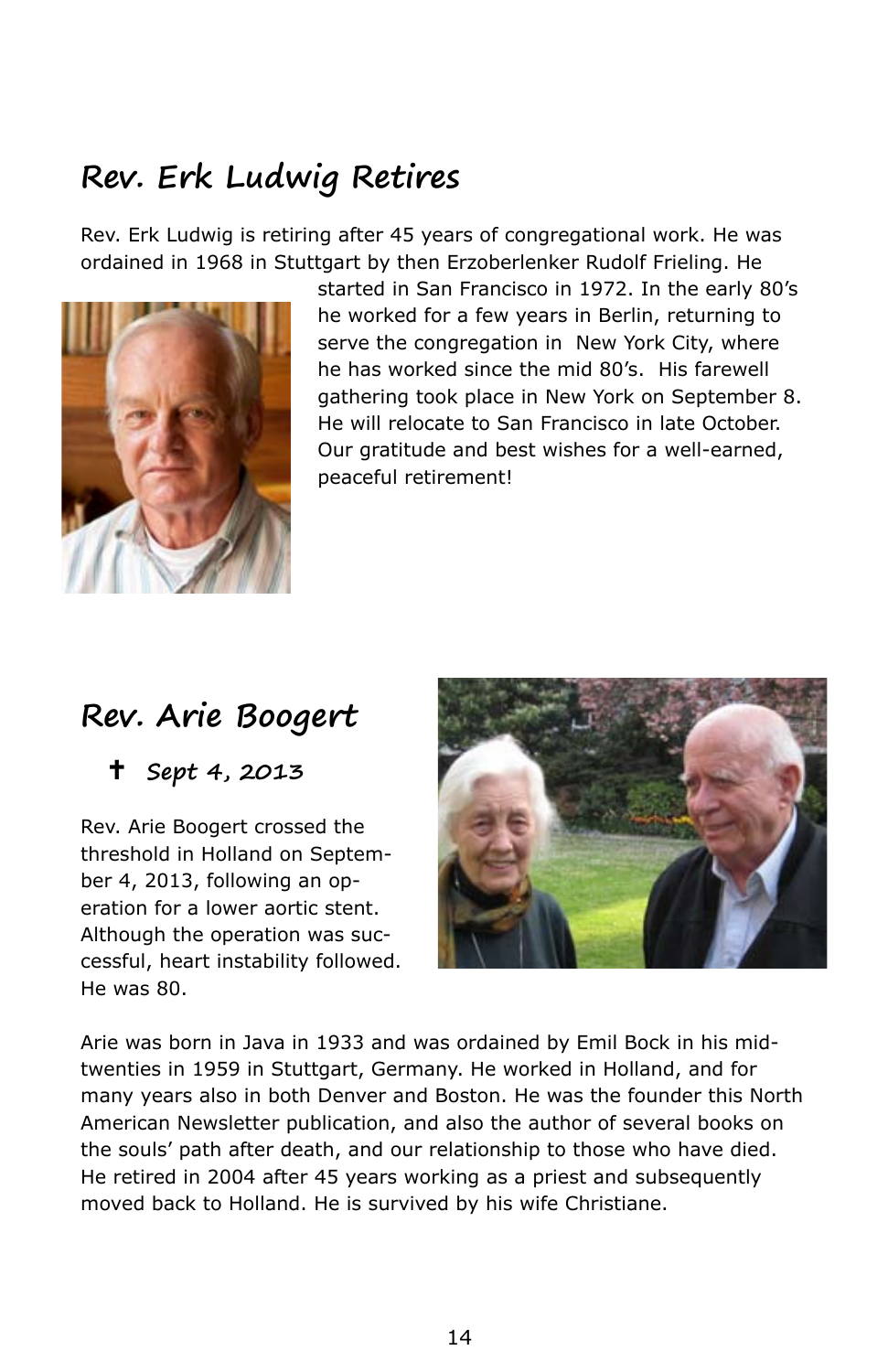## Rev. Erk Ludwig Retires

Rev. Erk Ludwig is retiring after 45 years of congregational work. He was ordained in 1968 in Stuttgart by then Erzoberlenker Rudolf Frieling. He started in San Francisco in 1972. In the early 80's he worked for a few years in Berlin, returning to serve the congregation in New York City, where he has worked since the mid 80's. His farewell gathering took place in New York on September 8. He will relocate to San Francisco in late October. Our gratitude and best wishes for a well-earned, peaceful retirement!

## Rev. Arie Boogert

### ✝ Sept 4, 2013

Rev. Arie Boogert crossed the threshold in Holland on September 4, 2013, following an operation for a lower aortic stent. Although the operation was successful, heart instability followed. He was 80.

Arie was born in Java in 1933 and was ordained by Emil Bock in his mid-twenties in 1959 in Stuttgart, Germany. He worked in Holland, and for many years also in both Denver and Boston. He was the founder this North American Newsletter publication, and also the author of several books on the souls' path after death, and our relationship to those who have died. He retired in 2004 after 45 years working as a priest and subsequently moved back to Holland. He is survived by his wife Christiane.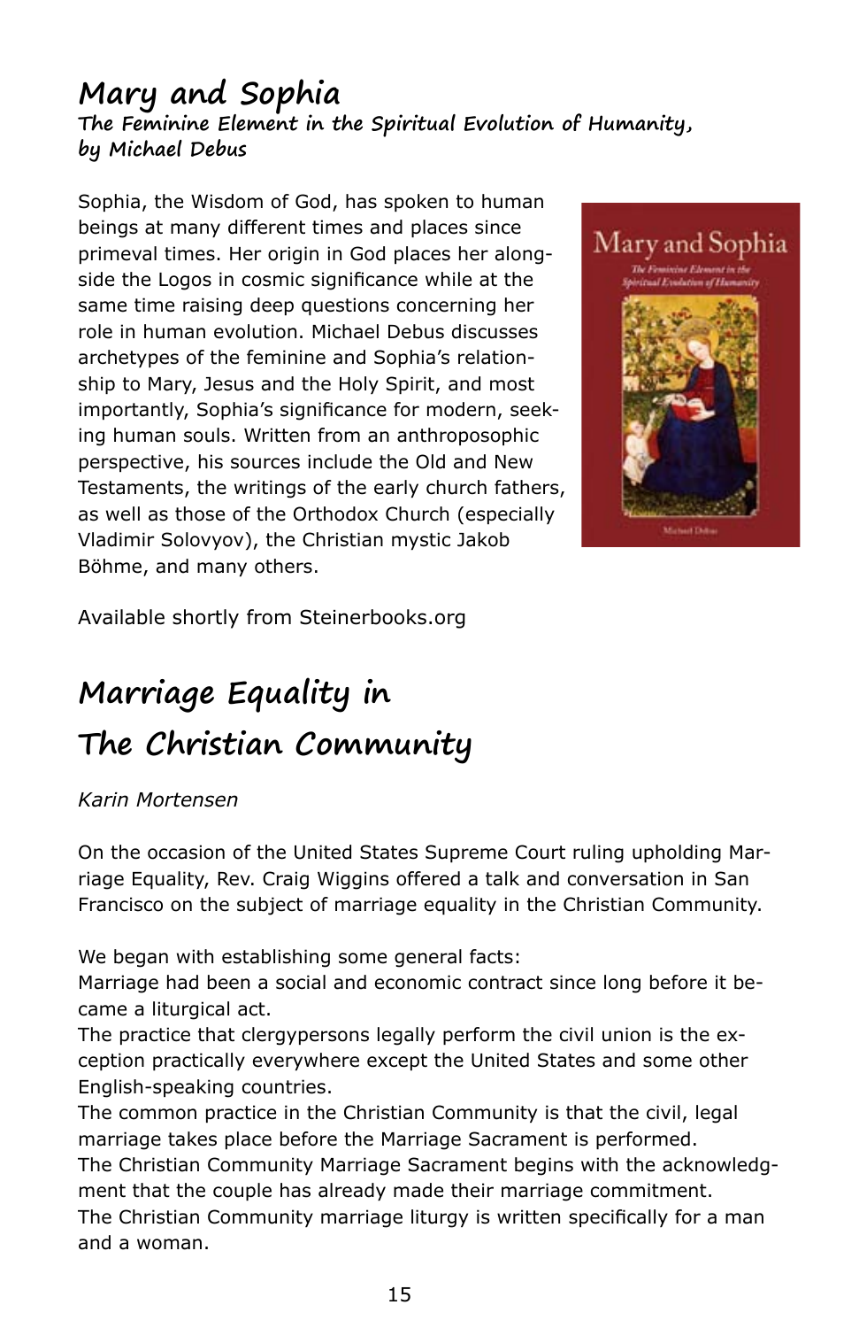## Mary and Sophia

### The Feminine Element in the Spiritual Evolution of Humanity, by Michael Debus

Sophia, the Wisdom of God, has spoken to human beings at many different times and places since primeval times. Her origin in God places her alongside the Logos in cosmic significance while at the same time raising deep questions concerning her role in human evolution. Michael Debus discusses archetypes of the feminine and Sophia's relationship to Mary, Jesus and the Holy Spirit, and most importantly, Sophia's significance for modern, seeking human souls. Written from an anthroposophic perspective, his sources include the Old and New Testaments, the writings of the early church fathers, as well as those of the Orthodox Church (especially Vladimir Solovyov), the Christian mystic Jakob Böhme, and many others.

Available shortly from Steinerbooks.org

## Marriage Equality in The Christian Community

*Karin Mortensen*

On the occasion of the United States Supreme Court ruling upholding Marriage Equality, Rev. Craig Wiggins offered a talk and conversation in San Francisco on the subject of marriage equality in the Christian Community.

We began with establishing some general facts:

Marriage had been a social and economic contract since long before it became a liturgical act.

The practice that clergypersons legally perform the civil union is the exception practically everywhere except the United States and some other English-speaking countries.

The common practice in the Christian Community is that the civil, legal marriage takes place before the Marriage Sacrament is performed.

The Christian Community Marriage Sacrament begins with the acknowledgment that the couple has already made their marriage commitment.

The Christian Community marriage liturgy is written specifically for a man and a woman.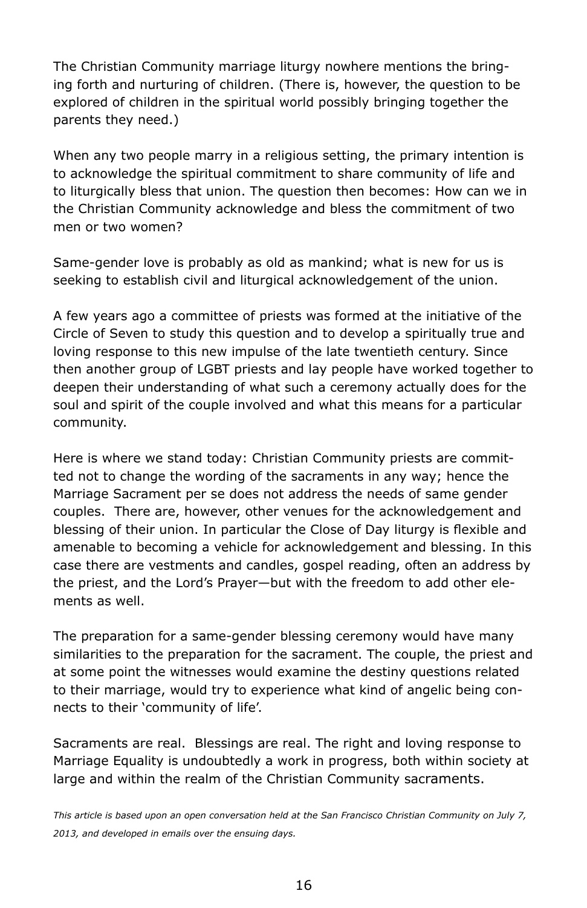The Christian Community marriage liturgy nowhere mentions the bringing forth and nurturing of children. (There is, however, the question to be explored of children in the spiritual world possibly bringing together the parents they need.)

When any two people marry in a religious setting, the primary intention is to acknowledge the spiritual commitment to share community of life and to liturgically bless that union. The question then becomes: How can we in the Christian Community acknowledge and bless the commitment of two men or two women?

Same-gender love is probably as old as mankind; what is new for us is seeking to establish civil and liturgical acknowledgement of the union.

A few years ago a committee of priests was formed at the initiative of the Circle of Seven to study this question and to develop a spiritually true and loving response to this new impulse of the late twentieth century. Since then another group of LGBT priests and lay people have worked together to deepen their understanding of what such a ceremony actually does for the soul and spirit of the couple involved and what this means for a particular community.

Here is where we stand today: Christian Community priests are committed not to change the wording of the sacraments in any way; hence the Marriage Sacrament per se does not address the needs of same gender couples. There are, however, other venues for the acknowledgement and blessing of their union. In particular the Close of Day liturgy is flexible and amenable to becoming a vehicle for acknowledgement and blessing. In this case there are vestments and candles, gospel reading, often an address by the priest, and the Lord's Prayer—but with the freedom to add other elements as well.

The preparation for a same-gender blessing ceremony would have many similarities to the preparation for the sacrament. The couple, the priest and at some point the witnesses would examine the destiny questions related to their marriage, would try to experience what kind of angelic being connects to their 'community of life'.

Sacraments are real. Blessings are real. The right and loving response to Marriage Equality is undoubtedly a work in progress, both within society at large and within the realm of the Christian Community sacraments.

*This article is based upon an open conversation held at the San Francisco Christian Community on July 7, 2013, and developed in emails over the ensuing days.*